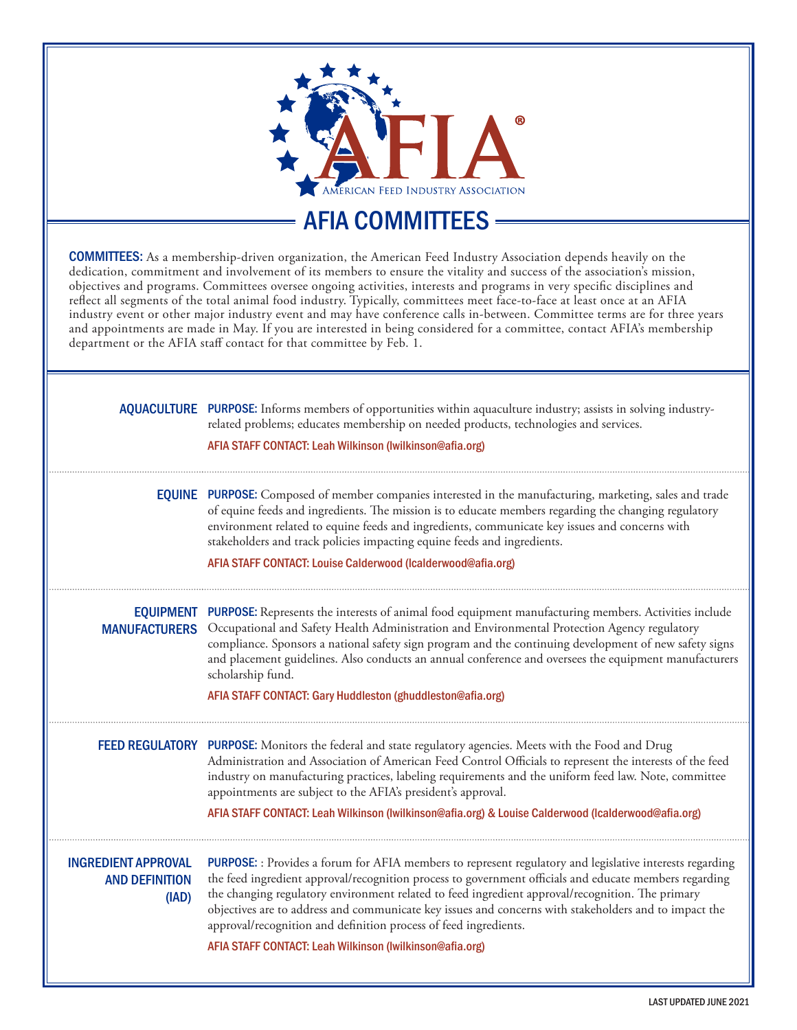AMERICAN FEED INDUSTRY ASSOCIATION

# AFIA COMMITTEES

**COMMITTEES:** As a membership-driven organization, the American Feed Industry Association depends heavily on the dedication, commitment and involvement of its members to ensure the vitality and success of the association's mission, objectives and programs. Committees oversee ongoing activities, interests and programs in very specific disciplines and reflect all segments of the total animal food industry. Typically, committees meet face-to-face at least once at an AFIA industry event or other major industry event and may have conference calls in-between. Committee terms are for three years and appointments are made in May. If you are interested in being considered for a committee, contact AFIA's membership department or the AFIA staff contact for that committee by Feb. 1.

## AQUACULTURE

**PURPOSE:** Informs members of opportunities within aquaculture industry; assists in solving industry-related problems; educates membership on needed products, technologies and services.

AFIA STAFF CONTACT: Leah Wilkinson (lwilkinson@afia.org)

## EQUINE

**PURPOSE:** Composed of member companies interested in the manufacturing, marketing, sales and trade of equine feeds and ingredients. The mission is to educate members regarding the changing regulatory environment related to equine feeds and ingredients, communicate key issues and concerns with stakeholders and track policies impacting equine feeds and ingredients.

AFIA STAFF CONTACT: Louise Calderwood (lcalderwood@afia.org)

## EQUIPMENT MANUFACTURERS

**PURPOSE:** Represents the interests of animal food equipment manufacturing members. Activities include Occupational and Safety Health Administration and Environmental Protection Agency regulatory compliance. Sponsors a national safety sign program and the continuing development of new safety signs and placement guidelines. Also conducts an annual conference and oversees the equipment manufacturers scholarship fund.

AFIA STAFF CONTACT: Gary Huddleston (ghuddleston@afia.org)

## FEED REGULATORY

**PURPOSE:** Monitors the federal and state regulatory agencies. Meets with the Food and Drug Administration and Association of American Feed Control Officials to represent the interests of the feed industry on manufacturing practices, labeling requirements and the uniform feed law. Note, committee appointments are subject to the AFIA's president's approval.

AFIA STAFF CONTACT: Leah Wilkinson (lwilkinson@afia.org) & Louise Calderwood (lcalderwood@afia.org)

## INGREDIENT APPROVAL AND DEFINITION (IAD)

**PURPOSE:** : Provides a forum for AFIA members to represent regulatory and legislative interests regarding the feed ingredient approval/recognition process to government officials and educate members regarding the changing regulatory environment related to feed ingredient approval/recognition. The primary objectives are to address and communicate key issues and concerns with stakeholders and to impact the approval/recognition and definition process of feed ingredients.

AFIA STAFF CONTACT: Leah Wilkinson (lwilkinson@afia.org)

LAST UPDATED JUNE 2021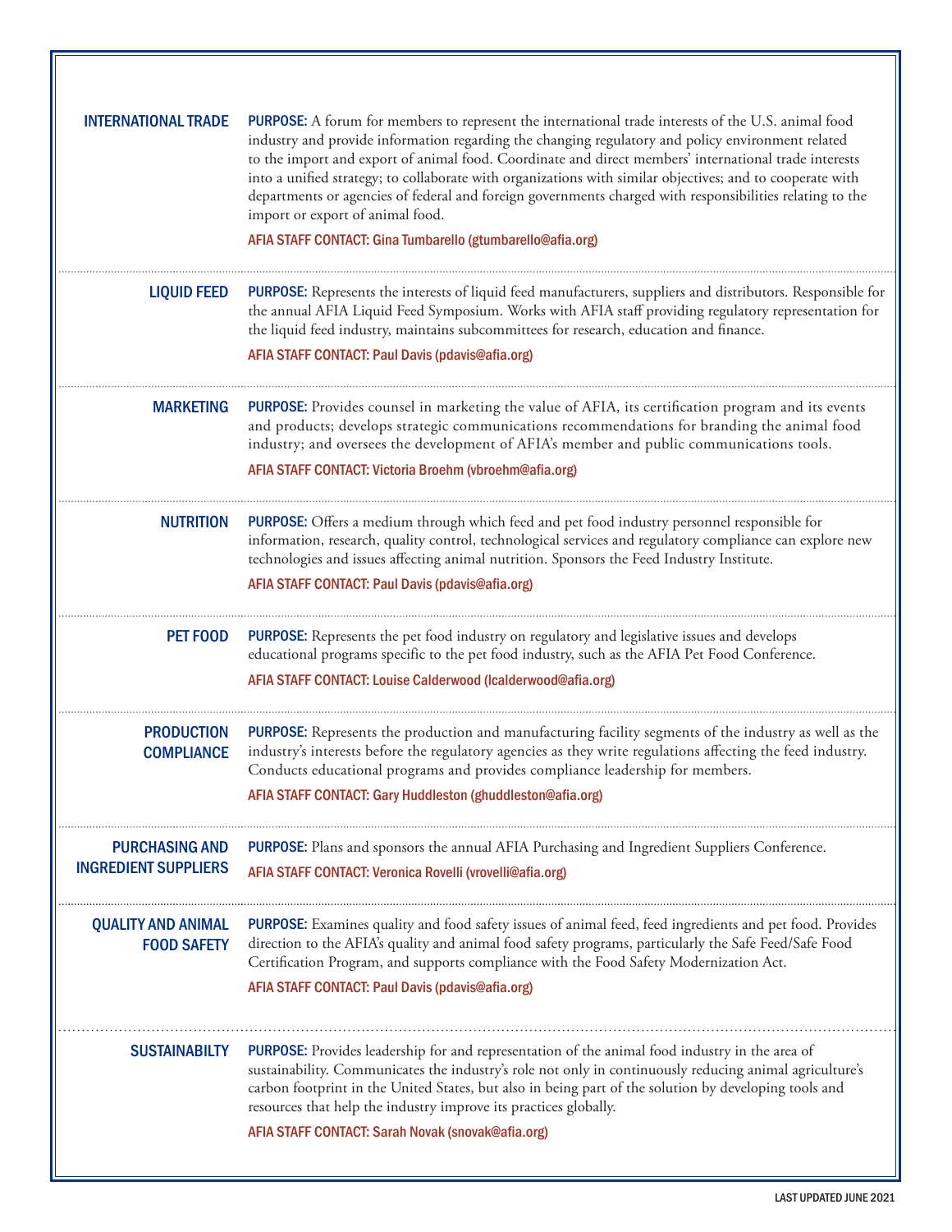## INTERNATIONAL TRADE

**PURPOSE:** A forum for members to represent the international trade interests of the U.S. animal food industry and provide information regarding the changing regulatory and policy environment related to the import and export of animal food. Coordinate and direct members' international trade interests into a unified strategy; to collaborate with organizations with similar objectives; and to cooperate with departments or agencies of federal and foreign governments charged with responsibilities relating to the import or export of animal food.

**AFIA STAFF CONTACT: Gina Tumbarello (gtumbarello@afia.org)**

---

## LIQUID FEED

**PURPOSE:** Represents the interests of liquid feed manufacturers, suppliers and distributors. Responsible for the annual AFIA Liquid Feed Symposium. Works with AFIA staff providing regulatory representation for the liquid feed industry, maintains subcommittees for research, education and finance.

**AFIA STAFF CONTACT: Paul Davis (pdavis@afia.org)**

---

## MARKETING

**PURPOSE:** Provides counsel in marketing the value of AFIA, its certification program and its events and products; develops strategic communications recommendations for branding the animal food industry; and oversees the development of AFIA's member and public communications tools.

**AFIA STAFF CONTACT: Victoria Broehm (vbroehm@afia.org)**

---

## NUTRITION

**PURPOSE:** Offers a medium through which feed and pet food industry personnel responsible for information, research, quality control, technological services and regulatory compliance can explore new technologies and issues affecting animal nutrition. Sponsors the Feed Industry Institute.

**AFIA STAFF CONTACT: Paul Davis (pdavis@afia.org)**

---

## PET FOOD

**PURPOSE:** Represents the pet food industry on regulatory and legislative issues and develops educational programs specific to the pet food industry, such as the AFIA Pet Food Conference.

**AFIA STAFF CONTACT: Louise Calderwood (lcalderwood@afia.org)**

---

## PRODUCTION COMPLIANCE

**PURPOSE:** Represents the production and manufacturing facility segments of the industry as well as the industry's interests before the regulatory agencies as they write regulations affecting the feed industry. Conducts educational programs and provides compliance leadership for members.

**AFIA STAFF CONTACT: Gary Huddleston (ghuddleston@afia.org)**

---

## PURCHASING AND INGREDIENT SUPPLIERS

**PURPOSE:** Plans and sponsors the annual AFIA Purchasing and Ingredient Suppliers Conference.

**AFIA STAFF CONTACT: Veronica Rovelli (vrovelli@afia.org)**

---

## QUALITY AND ANIMAL FOOD SAFETY

**PURPOSE:** Examines quality and food safety issues of animal feed, feed ingredients and pet food. Provides direction to the AFIA's quality and animal food safety programs, particularly the Safe Feed/Safe Food Certification Program, and supports compliance with the Food Safety Modernization Act.

**AFIA STAFF CONTACT: Paul Davis (pdavis@afia.org)**

---

## SUSTAINABILTY

**PURPOSE:** Provides leadership for and representation of the animal food industry in the area of sustainability. Communicates the industry's role not only in continuously reducing animal agriculture's carbon footprint in the United States, but also in being part of the solution by developing tools and resources that help the industry improve its practices globally.

**AFIA STAFF CONTACT: Sarah Novak (snovak@afia.org)**

LAST UPDATED JUNE 2021